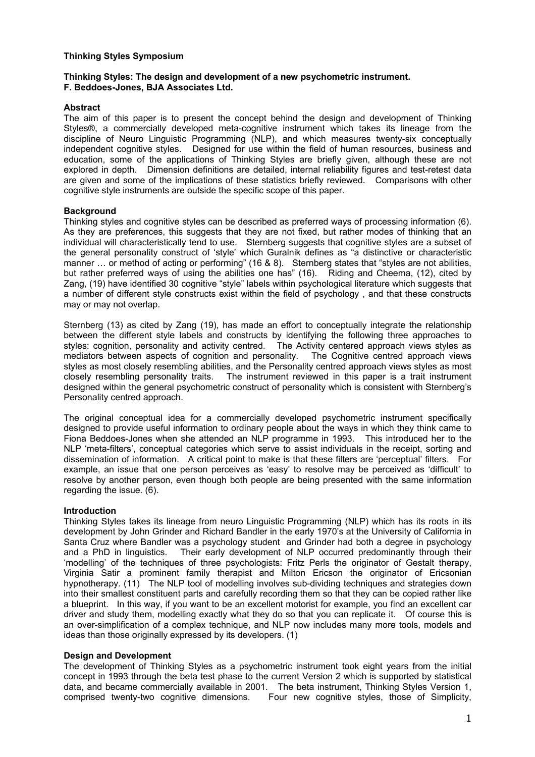**Thinking Styles Symposium**

**Thinking Styles: The design and development of a new psychometric instrument.**
**F. Beddoes-Jones, BJA Associates Ltd.**

**Abstract**

The aim of this paper is to present the concept behind the design and development of Thinking Styles®, a commercially developed meta-cognitive instrument which takes its lineage from the discipline of Neuro Linguistic Programming (NLP), and which measures twenty-six conceptually independent cognitive styles. Designed for use within the field of human resources, business and education, some of the applications of Thinking Styles are briefly given, although these are not explored in depth. Dimension definitions are detailed, internal reliability figures and test-retest data are given and some of the implications of these statistics briefly reviewed. Comparisons with other cognitive style instruments are outside the specific scope of this paper.

**Background**

Thinking styles and cognitive styles can be described as preferred ways of processing information (6). As they are preferences, this suggests that they are not fixed, but rather modes of thinking that an individual will characteristically tend to use. Sternberg suggests that cognitive styles are a subset of the general personality construct of 'style' which Guralnik defines as "a distinctive or characteristic manner … or method of acting or performing" (16 & 8). Sternberg states that "styles are not abilities, but rather preferred ways of using the abilities one has" (16). Riding and Cheema, (12), cited by Zang, (19) have identified 30 cognitive "style" labels within psychological literature which suggests that a number of different style constructs exist within the field of psychology , and that these constructs may or may not overlap.

Sternberg (13) as cited by Zang (19), has made an effort to conceptually integrate the relationship between the different style labels and constructs by identifying the following three approaches to styles: cognition, personality and activity centred. The Activity centered approach views styles as mediators between aspects of cognition and personality. The Cognitive centred approach views styles as most closely resembling abilities, and the Personality centred approach views styles as most closely resembling personality traits. The instrument reviewed in this paper is a trait instrument designed within the general psychometric construct of personality which is consistent with Sternberg's Personality centred approach.

The original conceptual idea for a commercially developed psychometric instrument specifically designed to provide useful information to ordinary people about the ways in which they think came to Fiona Beddoes-Jones when she attended an NLP programme in 1993. This introduced her to the NLP 'meta-filters', conceptual categories which serve to assist individuals in the receipt, sorting and dissemination of information. A critical point to make is that these filters are 'perceptual' filters. For example, an issue that one person perceives as 'easy' to resolve may be perceived as 'difficult' to resolve by another person, even though both people are being presented with the same information regarding the issue. (6).

**Introduction**

Thinking Styles takes its lineage from neuro Linguistic Programming (NLP) which has its roots in its development by John Grinder and Richard Bandler in the early 1970's at the University of California in Santa Cruz where Bandler was a psychology student and Grinder had both a degree in psychology and a PhD in linguistics. Their early development of NLP occurred predominantly through their 'modelling' of the techniques of three psychologists: Fritz Perls the originator of Gestalt therapy, Virginia Satir a prominent family therapist and Milton Ericson the originator of Ericsonian hypnotherapy. (11) The NLP tool of modelling involves sub-dividing techniques and strategies down into their smallest constituent parts and carefully recording them so that they can be copied rather like a blueprint. In this way, if you want to be an excellent motorist for example, you find an excellent car driver and study them, modelling exactly what they do so that you can replicate it. Of course this is an over-simplification of a complex technique, and NLP now includes many more tools, models and ideas than those originally expressed by its developers. (1)

**Design and Development**

The development of Thinking Styles as a psychometric instrument took eight years from the initial concept in 1993 through the beta test phase to the current Version 2 which is supported by statistical data, and became commercially available in 2001. The beta instrument, Thinking Styles Version 1, comprised twenty-two cognitive dimensions. Four new cognitive styles, those of Simplicity,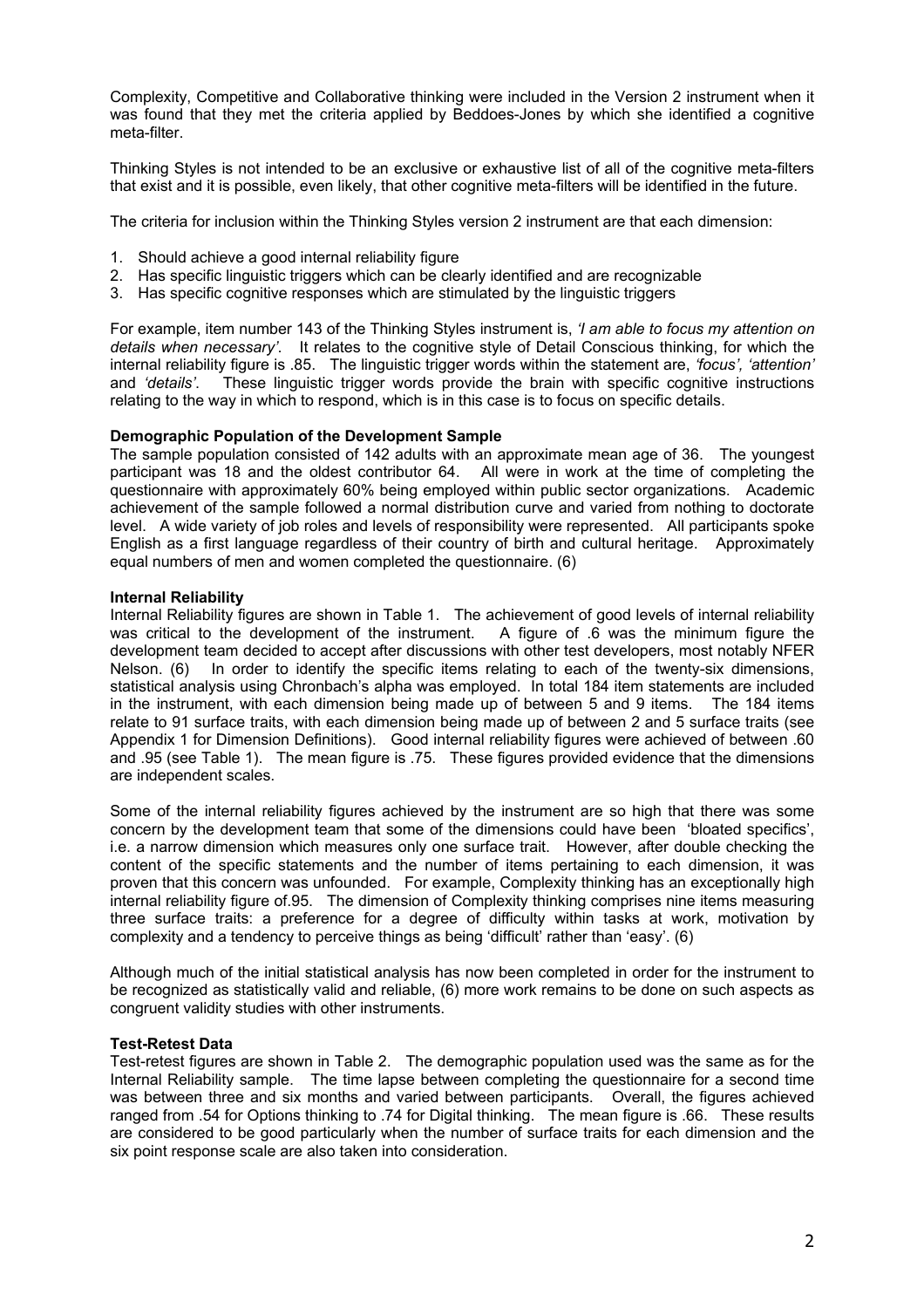Complexity, Competitive and Collaborative thinking were included in the Version 2 instrument when it was found that they met the criteria applied by Beddoes-Jones by which she identified a cognitive meta-filter.

Thinking Styles is not intended to be an exclusive or exhaustive list of all of the cognitive meta-filters that exist and it is possible, even likely, that other cognitive meta-filters will be identified in the future.

The criteria for inclusion within the Thinking Styles version 2 instrument are that each dimension:

1. Should achieve a good internal reliability figure
2. Has specific linguistic triggers which can be clearly identified and are recognizable
3. Has specific cognitive responses which are stimulated by the linguistic triggers

For example, item number 143 of the Thinking Styles instrument is, *'I am able to focus my attention on details when necessary'*. It relates to the cognitive style of Detail Conscious thinking, for which the internal reliability figure is .85. The linguistic trigger words within the statement are, *'focus', 'attention'* and *'details'*. These linguistic trigger words provide the brain with specific cognitive instructions relating to the way in which to respond, which is in this case is to focus on specific details.

**Demographic Population of the Development Sample**

The sample population consisted of 142 adults with an approximate mean age of 36. The youngest participant was 18 and the oldest contributor 64. All were in work at the time of completing the questionnaire with approximately 60% being employed within public sector organizations. Academic achievement of the sample followed a normal distribution curve and varied from nothing to doctorate level. A wide variety of job roles and levels of responsibility were represented. All participants spoke English as a first language regardless of their country of birth and cultural heritage. Approximately equal numbers of men and women completed the questionnaire. (6)

**Internal Reliability**

Internal Reliability figures are shown in Table 1. The achievement of good levels of internal reliability was critical to the development of the instrument. A figure of .6 was the minimum figure the development team decided to accept after discussions with other test developers, most notably NFER Nelson. (6) In order to identify the specific items relating to each of the twenty-six dimensions, statistical analysis using Chronbach's alpha was employed. In total 184 item statements are included in the instrument, with each dimension being made up of between 5 and 9 items. The 184 items relate to 91 surface traits, with each dimension being made up of between 2 and 5 surface traits (see Appendix 1 for Dimension Definitions). Good internal reliability figures were achieved of between .60 and .95 (see Table 1). The mean figure is .75. These figures provided evidence that the dimensions are independent scales.

Some of the internal reliability figures achieved by the instrument are so high that there was some concern by the development team that some of the dimensions could have been 'bloated specifics', i.e. a narrow dimension which measures only one surface trait. However, after double checking the content of the specific statements and the number of items pertaining to each dimension, it was proven that this concern was unfounded. For example, Complexity thinking has an exceptionally high internal reliability figure of.95. The dimension of Complexity thinking comprises nine items measuring three surface traits: a preference for a degree of difficulty within tasks at work, motivation by complexity and a tendency to perceive things as being 'difficult' rather than 'easy'. (6)

Although much of the initial statistical analysis has now been completed in order for the instrument to be recognized as statistically valid and reliable, (6) more work remains to be done on such aspects as congruent validity studies with other instruments.

**Test-Retest Data**

Test-retest figures are shown in Table 2. The demographic population used was the same as for the Internal Reliability sample. The time lapse between completing the questionnaire for a second time was between three and six months and varied between participants. Overall, the figures achieved ranged from .54 for Options thinking to .74 for Digital thinking. The mean figure is .66. These results are considered to be good particularly when the number of surface traits for each dimension and the six point response scale are also taken into consideration.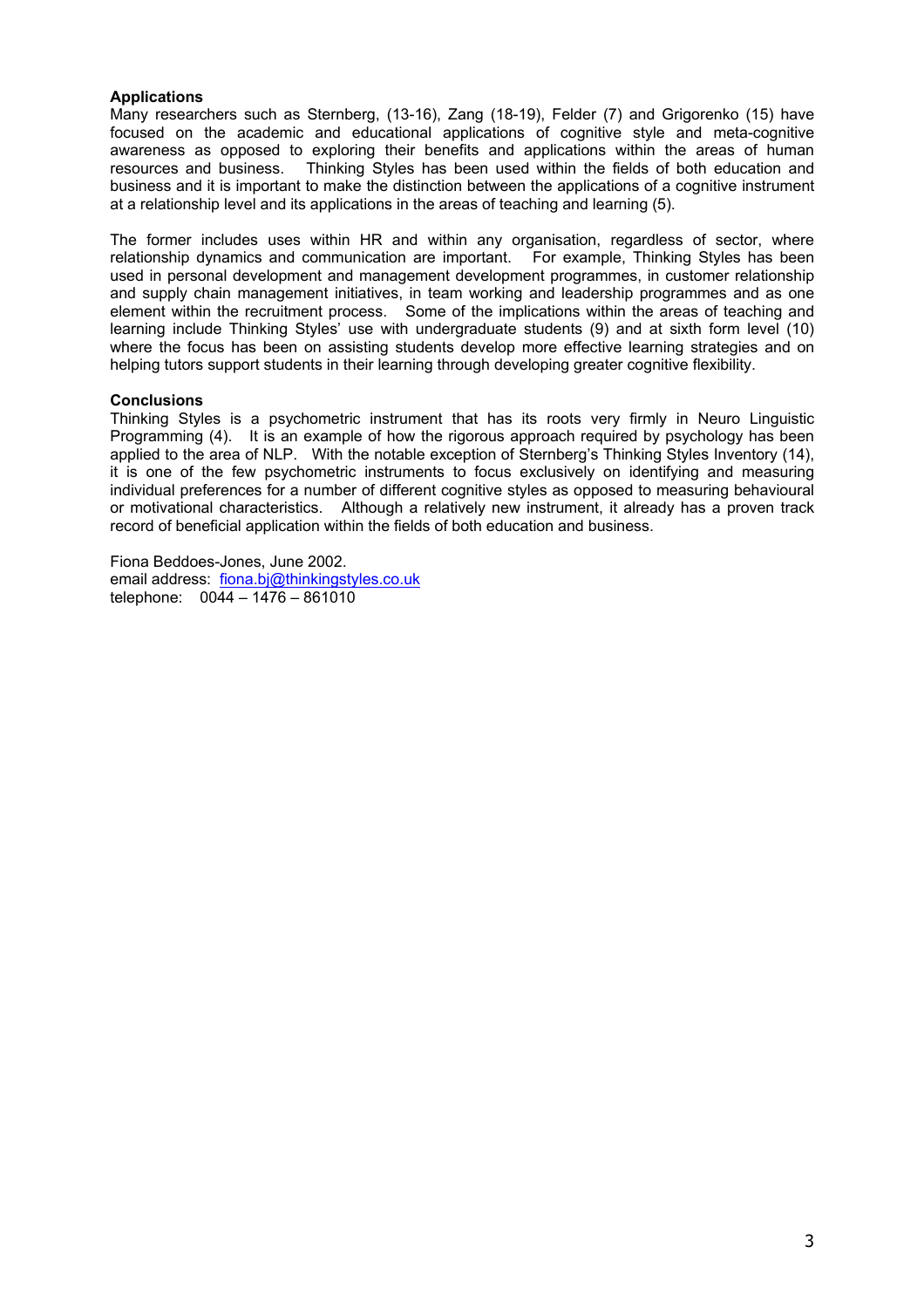**Applications**

Many researchers such as Sternberg, (13-16), Zang (18-19), Felder (7) and Grigorenko (15) have focused on the academic and educational applications of cognitive style and meta-cognitive awareness as opposed to exploring their benefits and applications within the areas of human resources and business. Thinking Styles has been used within the fields of both education and business and it is important to make the distinction between the applications of a cognitive instrument at a relationship level and its applications in the areas of teaching and learning (5).

The former includes uses within HR and within any organisation, regardless of sector, where relationship dynamics and communication are important. For example, Thinking Styles has been used in personal development and management development programmes, in customer relationship and supply chain management initiatives, in team working and leadership programmes and as one element within the recruitment process. Some of the implications within the areas of teaching and learning include Thinking Styles' use with undergraduate students (9) and at sixth form level (10) where the focus has been on assisting students develop more effective learning strategies and on helping tutors support students in their learning through developing greater cognitive flexibility.

**Conclusions**

Thinking Styles is a psychometric instrument that has its roots very firmly in Neuro Linguistic Programming (4). It is an example of how the rigorous approach required by psychology has been applied to the area of NLP. With the notable exception of Sternberg's Thinking Styles Inventory (14), it is one of the few psychometric instruments to focus exclusively on identifying and measuring individual preferences for a number of different cognitive styles as opposed to measuring behavioural or motivational characteristics. Although a relatively new instrument, it already has a proven track record of beneficial application within the fields of both education and business.

Fiona Beddoes-Jones, June 2002.
email address: fiona.bj@thinkingstyles.co.uk
telephone: 0044 – 1476 – 861010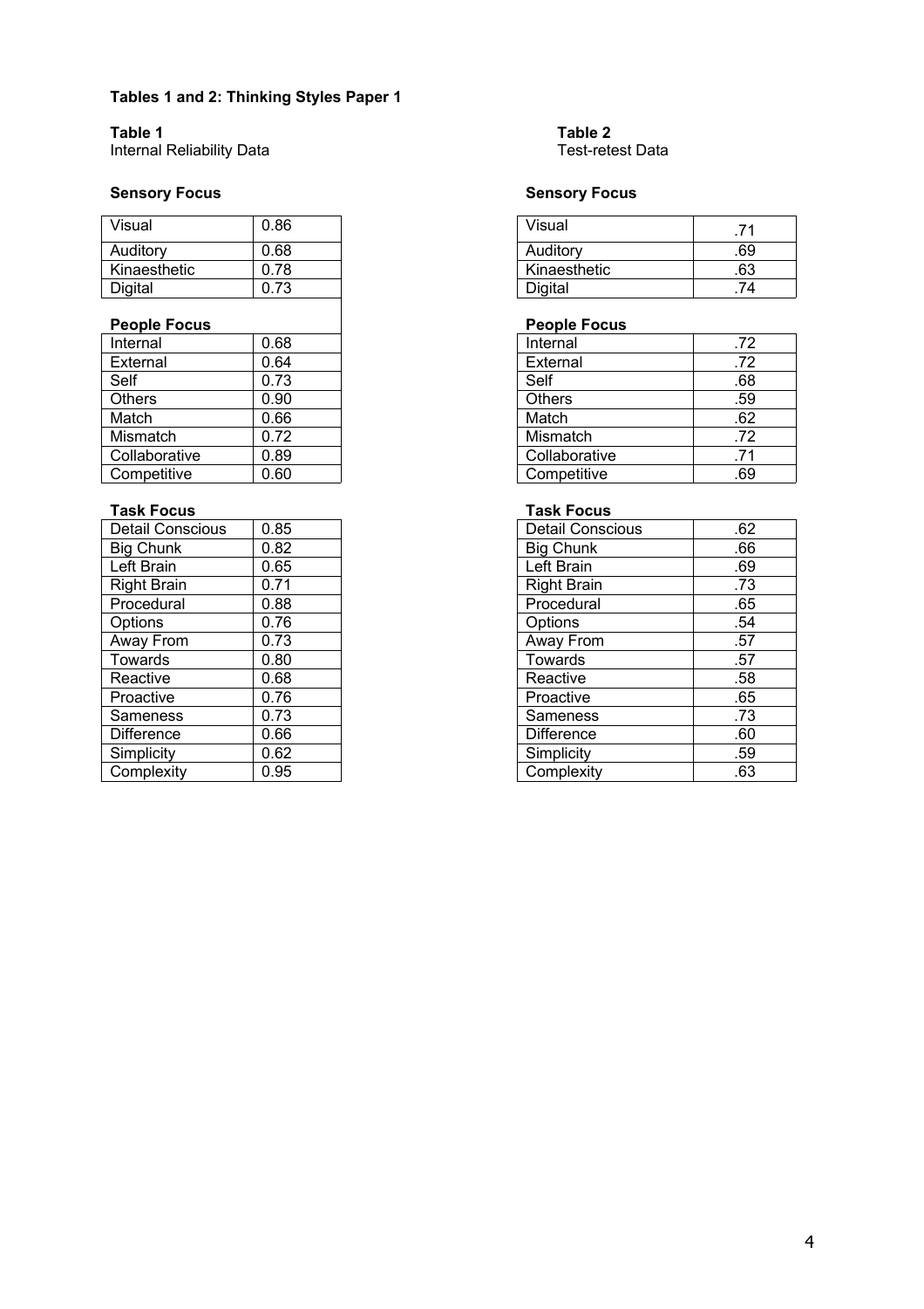**Tables 1 and 2: Thinking Styles Paper 1**

**Table 1**
Internal Reliability Data

**Sensory Focus**

| | |
|---|---|
| Visual | 0.86 |
| Auditory | 0.68 |
| Kinaesthetic | 0.78 |
| Digital | 0.73 |
| **People Focus** | |
| Internal | 0.68 |
| External | 0.64 |
| Self | 0.73 |
| Others | 0.90 |
| Match | 0.66 |
| Mismatch | 0.72 |
| Collaborative | 0.89 |
| Competitive | 0.60 |

**Task Focus**

| | |
|---|---|
| Detail Conscious | 0.85 |
| Big Chunk | 0.82 |
| Left Brain | 0.65 |
| Right Brain | 0.71 |
| Procedural | 0.88 |
| Options | 0.76 |
| Away From | 0.73 |
| Towards | 0.80 |
| Reactive | 0.68 |
| Proactive | 0.76 |
| Sameness | 0.73 |
| Difference | 0.66 |
| Simplicity | 0.62 |
| Complexity | 0.95 |

**Table 2**
Test-retest Data

**Sensory Focus**

| | |
|---|---|
| Visual | .71 |
| Auditory | .69 |
| Kinaesthetic | .63 |
| Digital | .74 |

**People Focus**

| | |
|---|---|
| Internal | .72 |
| External | .72 |
| Self | .68 |
| Others | .59 |
| Match | .62 |
| Mismatch | .72 |
| Collaborative | .71 |
| Competitive | .69 |

**Task Focus**

| | |
|---|---|
| Detail Conscious | .62 |
| Big Chunk | .66 |
| Left Brain | .69 |
| Right Brain | .73 |
| Procedural | .65 |
| Options | .54 |
| Away From | .57 |
| Towards | .57 |
| Reactive | .58 |
| Proactive | .65 |
| Sameness | .73 |
| Difference | .60 |
| Simplicity | .59 |
| Complexity | .63 |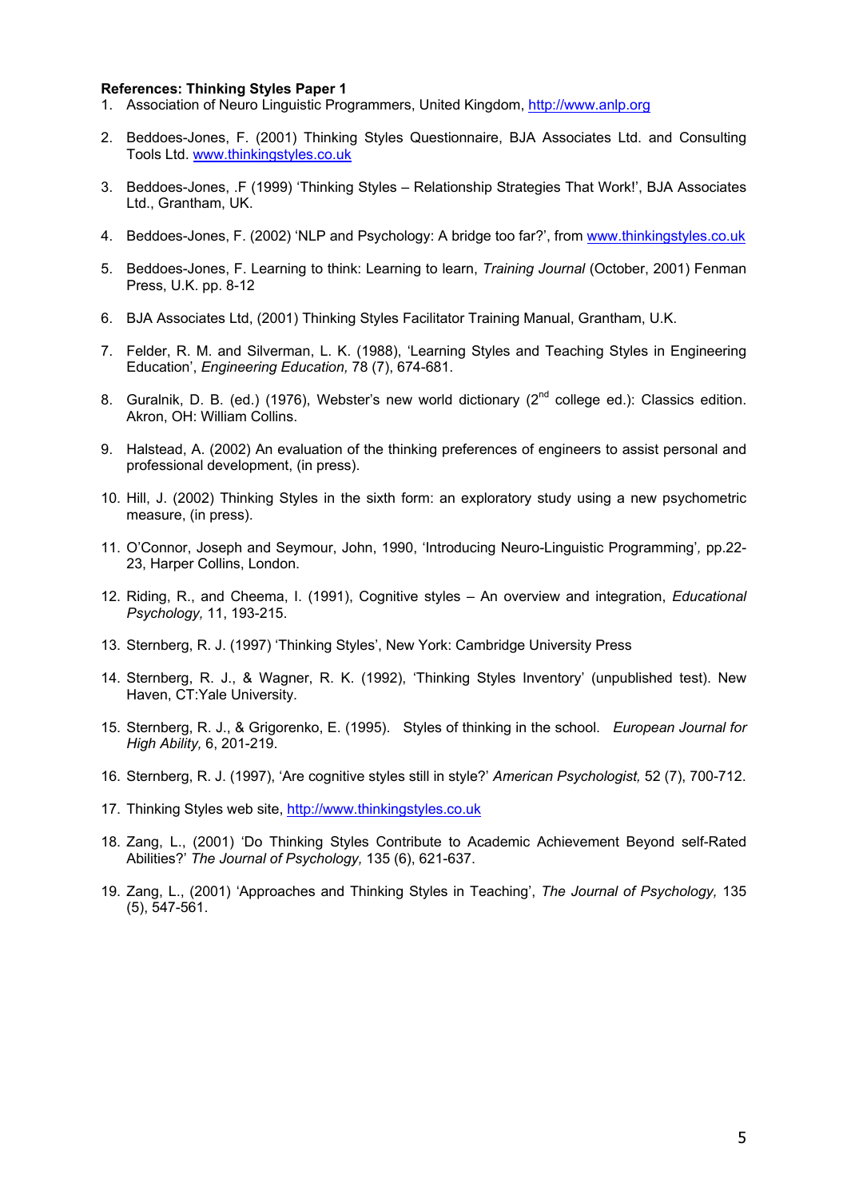**References: Thinking Styles Paper 1**

1. Association of Neuro Linguistic Programmers, United Kingdom, http://www.anlp.org
2. Beddoes-Jones, F. (2001) Thinking Styles Questionnaire, BJA Associates Ltd. and Consulting Tools Ltd. www.thinkingstyles.co.uk
3. Beddoes-Jones, .F (1999) 'Thinking Styles – Relationship Strategies That Work!', BJA Associates Ltd., Grantham, UK.
4. Beddoes-Jones, F. (2002) 'NLP and Psychology: A bridge too far?', from www.thinkingstyles.co.uk
5. Beddoes-Jones, F. Learning to think: Learning to learn, *Training Journal* (October, 2001) Fenman Press, U.K. pp. 8-12
6. BJA Associates Ltd, (2001) Thinking Styles Facilitator Training Manual, Grantham, U.K.
7. Felder, R. M. and Silverman, L. K. (1988), 'Learning Styles and Teaching Styles in Engineering Education', *Engineering Education,* 78 (7), 674-681.
8. Guralnik, D. B. (ed.) (1976), Webster's new world dictionary (2nd college ed.): Classics edition. Akron, OH: William Collins.
9. Halstead, A. (2002) An evaluation of the thinking preferences of engineers to assist personal and professional development, (in press).
10. Hill, J. (2002) Thinking Styles in the sixth form: an exploratory study using a new psychometric measure, (in press).
11. O'Connor, Joseph and Seymour, John, 1990, 'Introducing Neuro-Linguistic Programming'*,* pp.22-23, Harper Collins, London.
12. Riding, R., and Cheema, I. (1991), Cognitive styles – An overview and integration, *Educational Psychology,* 11, 193-215.
13. Sternberg, R. J. (1997) 'Thinking Styles', New York: Cambridge University Press
14. Sternberg, R. J., & Wagner, R. K. (1992), 'Thinking Styles Inventory' (unpublished test). New Haven, CT:Yale University.
15. Sternberg, R. J., & Grigorenko, E. (1995). Styles of thinking in the school. *European Journal for High Ability,* 6, 201-219.
16. Sternberg, R. J. (1997), 'Are cognitive styles still in style?' *American Psychologist,* 52 (7), 700-712.
17. Thinking Styles web site, http://www.thinkingstyles.co.uk
18. Zang, L., (2001) 'Do Thinking Styles Contribute to Academic Achievement Beyond self-Rated Abilities?' *The Journal of Psychology,* 135 (6), 621-637.
19. Zang, L., (2001) 'Approaches and Thinking Styles in Teaching', *The Journal of Psychology,* 135 (5), 547-561.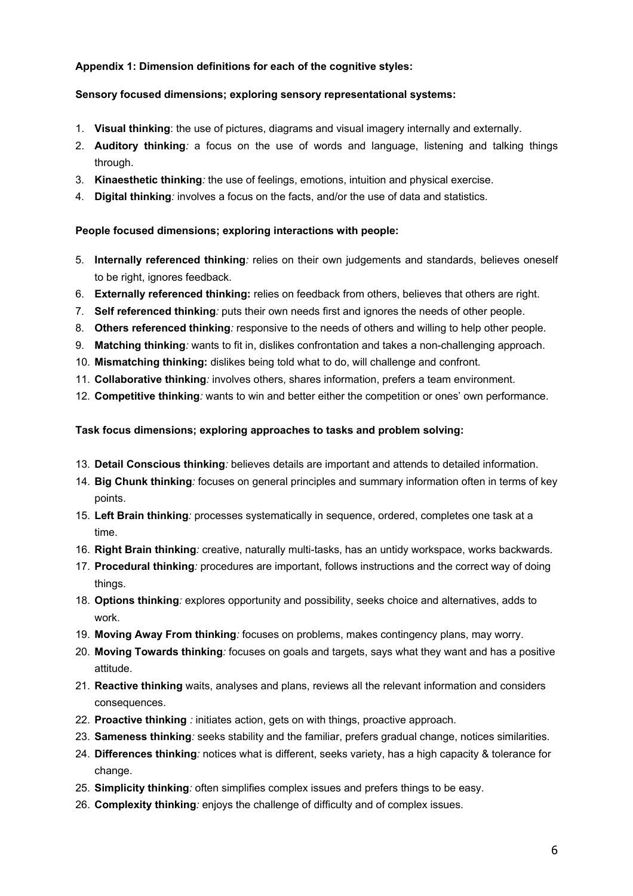**Appendix 1: Dimension definitions for each of the cognitive styles:**

**Sensory focused dimensions; exploring sensory representational systems:**

1. **Visual thinking**: the use of pictures, diagrams and visual imagery internally and externally.
2. **Auditory thinking***:* a focus on the use of words and language, listening and talking things through.
3. **Kinaesthetic thinking***:* the use of feelings, emotions, intuition and physical exercise.
4. **Digital thinking***:* involves a focus on the facts, and/or the use of data and statistics.

**People focused dimensions; exploring interactions with people:**

5. **Internally referenced thinking***:* relies on their own judgements and standards, believes oneself to be right, ignores feedback.
6. **Externally referenced thinking:** relies on feedback from others, believes that others are right.
7. **Self referenced thinking***:* puts their own needs first and ignores the needs of other people.
8. **Others referenced thinking***:* responsive to the needs of others and willing to help other people.
9. **Matching thinking***:* wants to fit in, dislikes confrontation and takes a non-challenging approach.
10. **Mismatching thinking:** dislikes being told what to do, will challenge and confront.
11. **Collaborative thinking***:* involves others, shares information, prefers a team environment.
12. **Competitive thinking***:* wants to win and better either the competition or ones' own performance.

**Task focus dimensions; exploring approaches to tasks and problem solving:**

13. **Detail Conscious thinking***:* believes details are important and attends to detailed information.
14. **Big Chunk thinking***:* focuses on general principles and summary information often in terms of key points.
15. **Left Brain thinking***:* processes systematically in sequence, ordered, completes one task at a time.
16. **Right Brain thinking***:* creative, naturally multi-tasks, has an untidy workspace, works backwards.
17. **Procedural thinking***:* procedures are important, follows instructions and the correct way of doing things.
18. **Options thinking***:* explores opportunity and possibility, seeks choice and alternatives, adds to work.
19. **Moving Away From thinking***:* focuses on problems, makes contingency plans, may worry.
20. **Moving Towards thinking***:* focuses on goals and targets, says what they want and has a positive attitude.
21. **Reactive thinking** waits, analyses and plans, reviews all the relevant information and considers consequences.
22. **Proactive thinking** *:* initiates action, gets on with things, proactive approach.
23. **Sameness thinking***:* seeks stability and the familiar, prefers gradual change, notices similarities.
24. **Differences thinking***:* notices what is different, seeks variety, has a high capacity & tolerance for change.
25. **Simplicity thinking***:* often simplifies complex issues and prefers things to be easy.
26. **Complexity thinking***:* enjoys the challenge of difficulty and of complex issues.